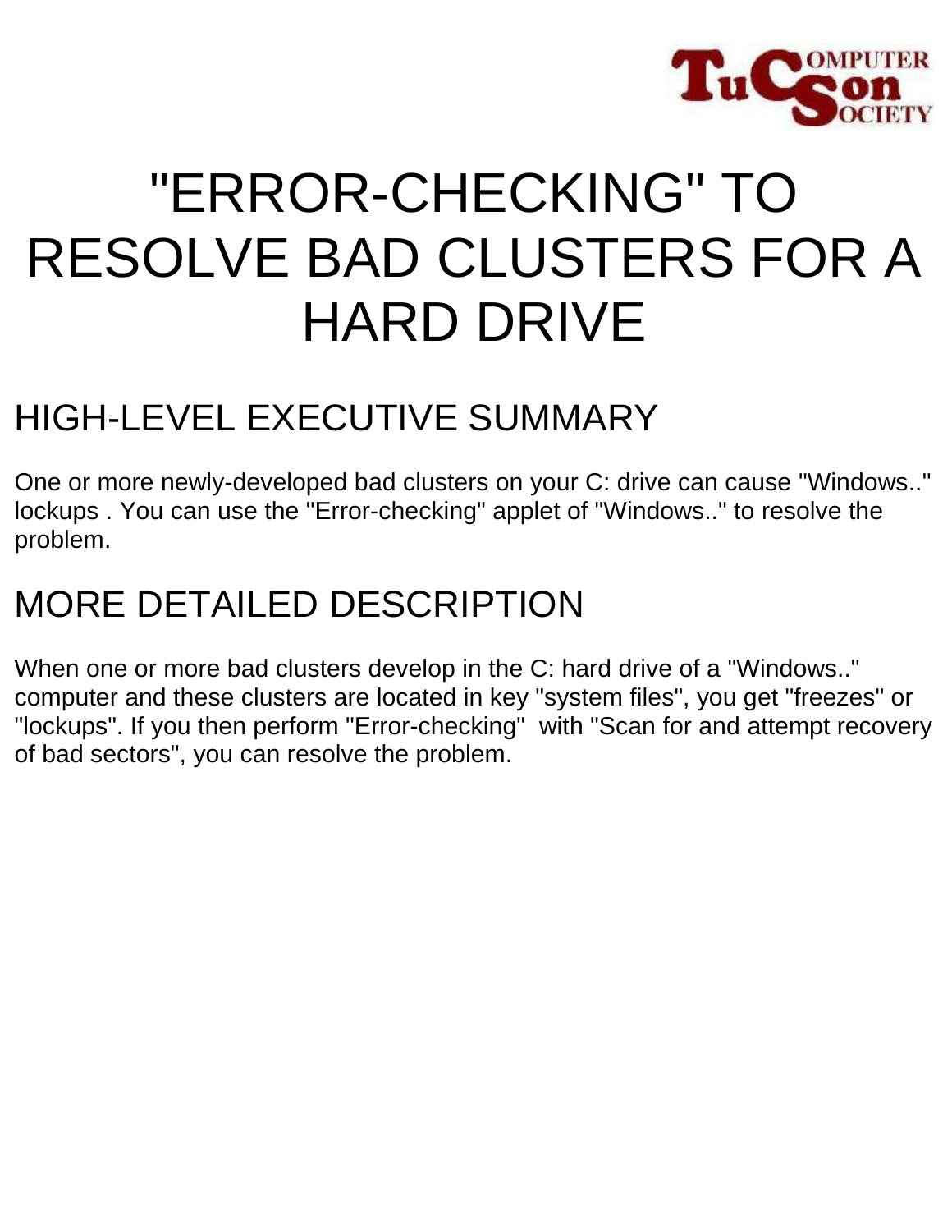# "ERROR-CHECKING" TO RESOLVE BAD CLUSTERS FOR A HARD DRIVE

## HIGH-LEVEL EXECUTIVE SUMMARY

One or more newly-developed bad clusters on your C: drive can cause "Windows.." lockups . You can use the "Error-checking" applet of "Windows.." to resolve the problem.

## MORE DETAILED DESCRIPTION

When one or more bad clusters develop in the C: hard drive of a "Windows.." computer and these clusters are located in key "system files", you get "freezes" or "lockups". If you then perform "Error-checking" with "Scan for and attempt recovery of bad sectors", you can resolve the problem.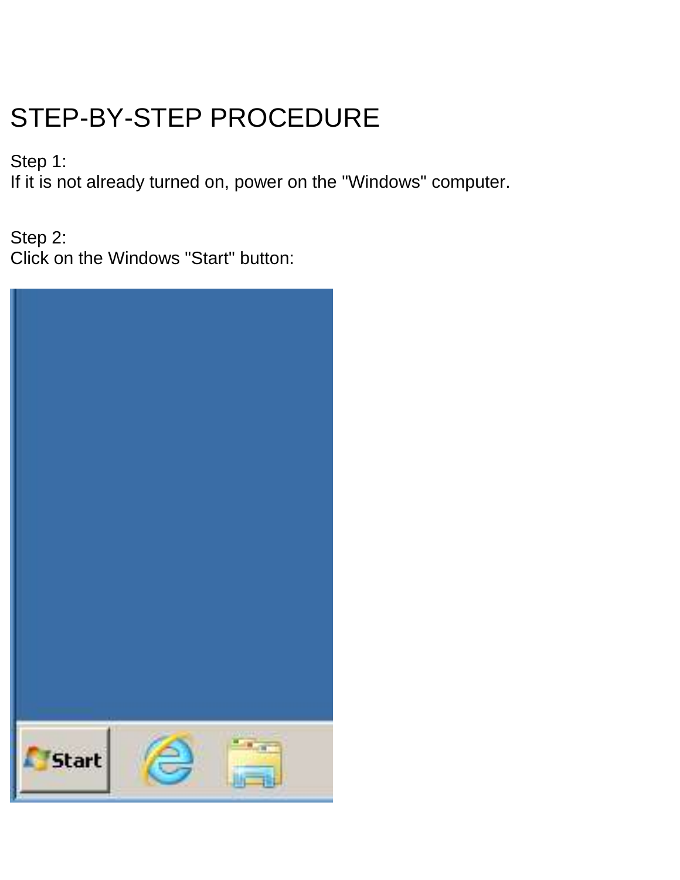# STEP-BY-STEP PROCEDURE

Step 1:
If it is not already turned on, power on the "Windows" computer.

Step 2:
Click on the Windows "Start" button: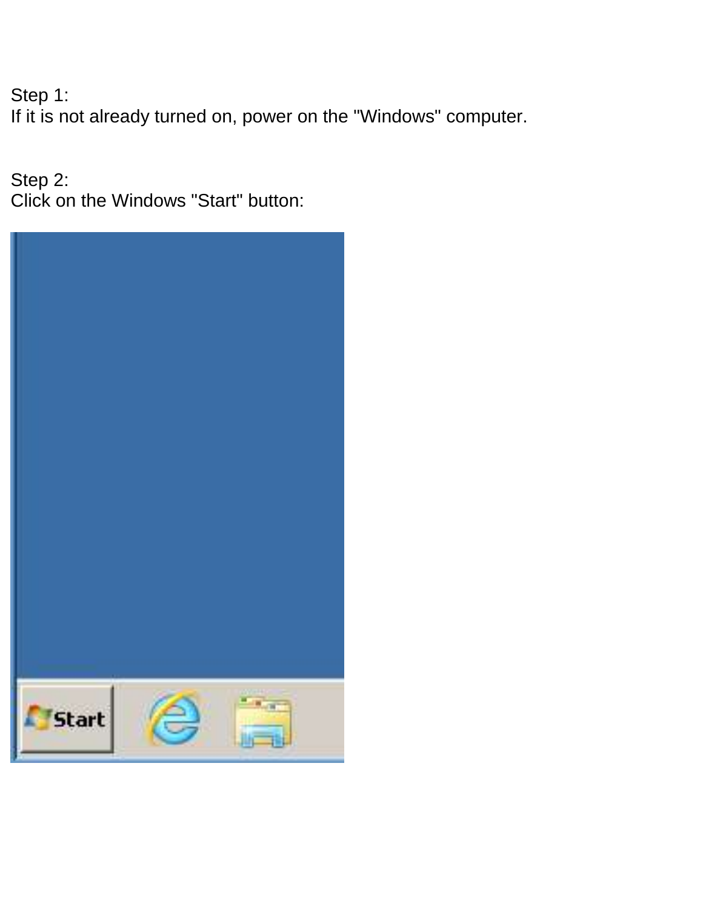Step 1:
If it is not already turned on, power on the "Windows" computer.

Step 2:
Click on the Windows "Start" button: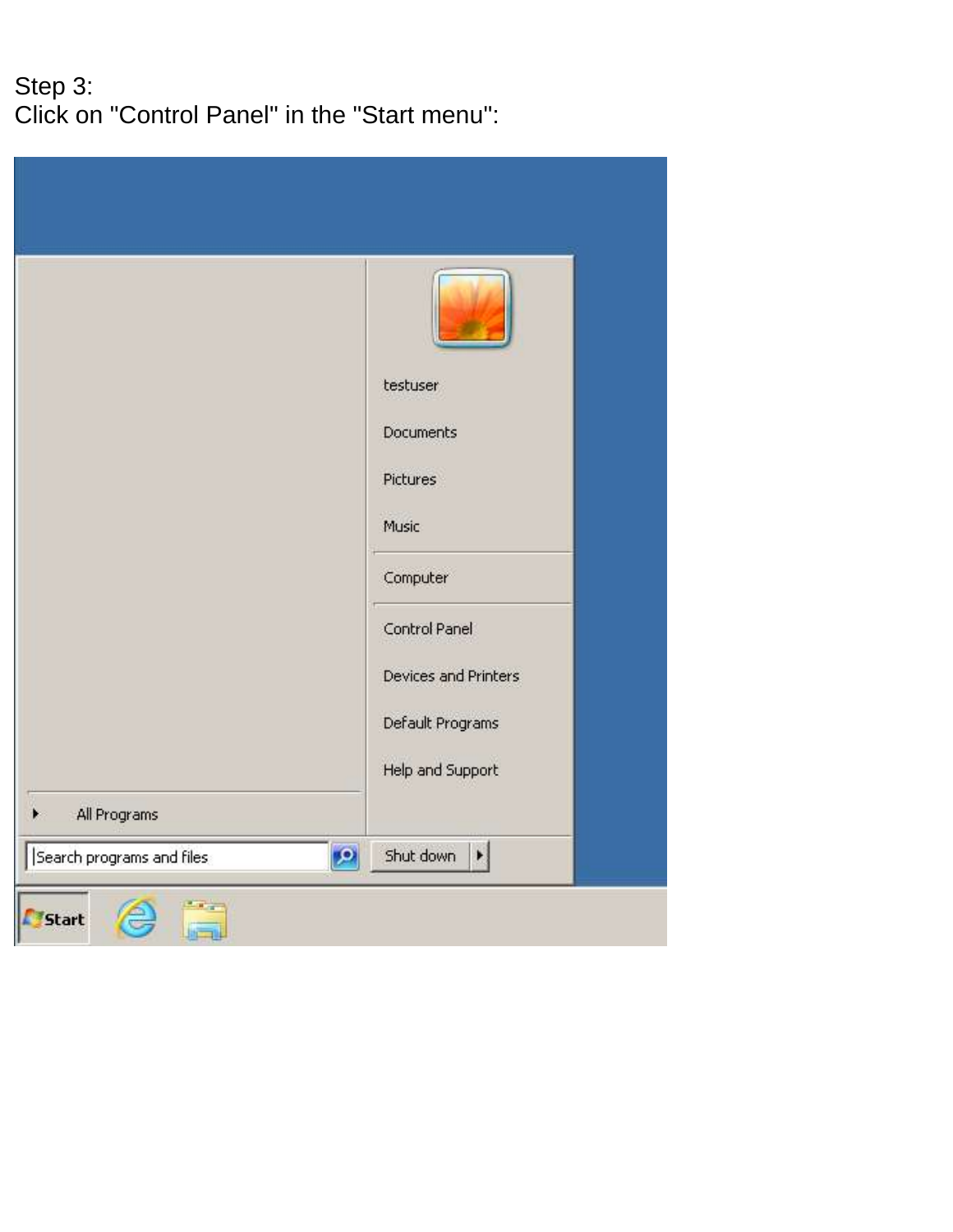Step 3:
Click on "Control Panel" in the "Start menu":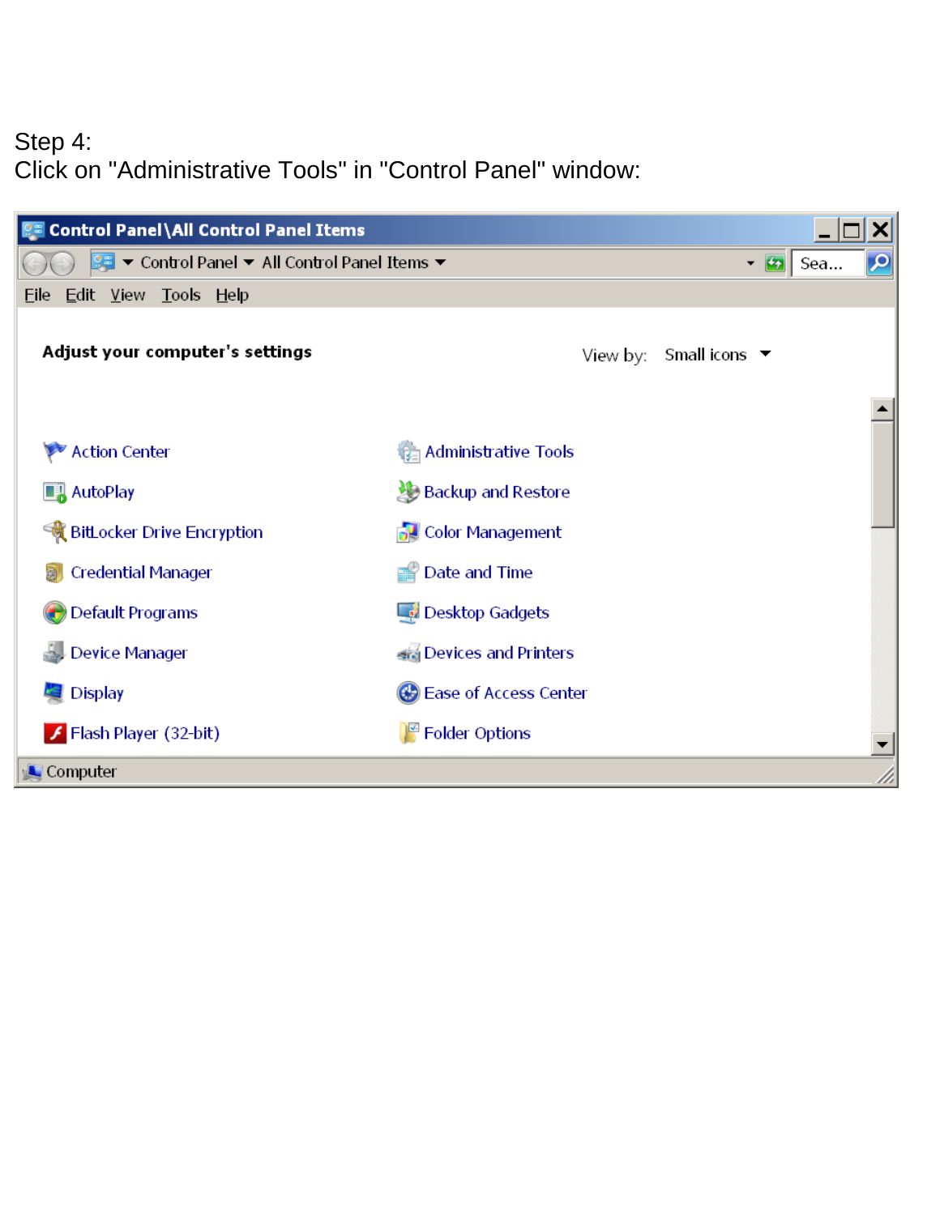Step 4:
Click on "Administrative Tools" in "Control Panel" window: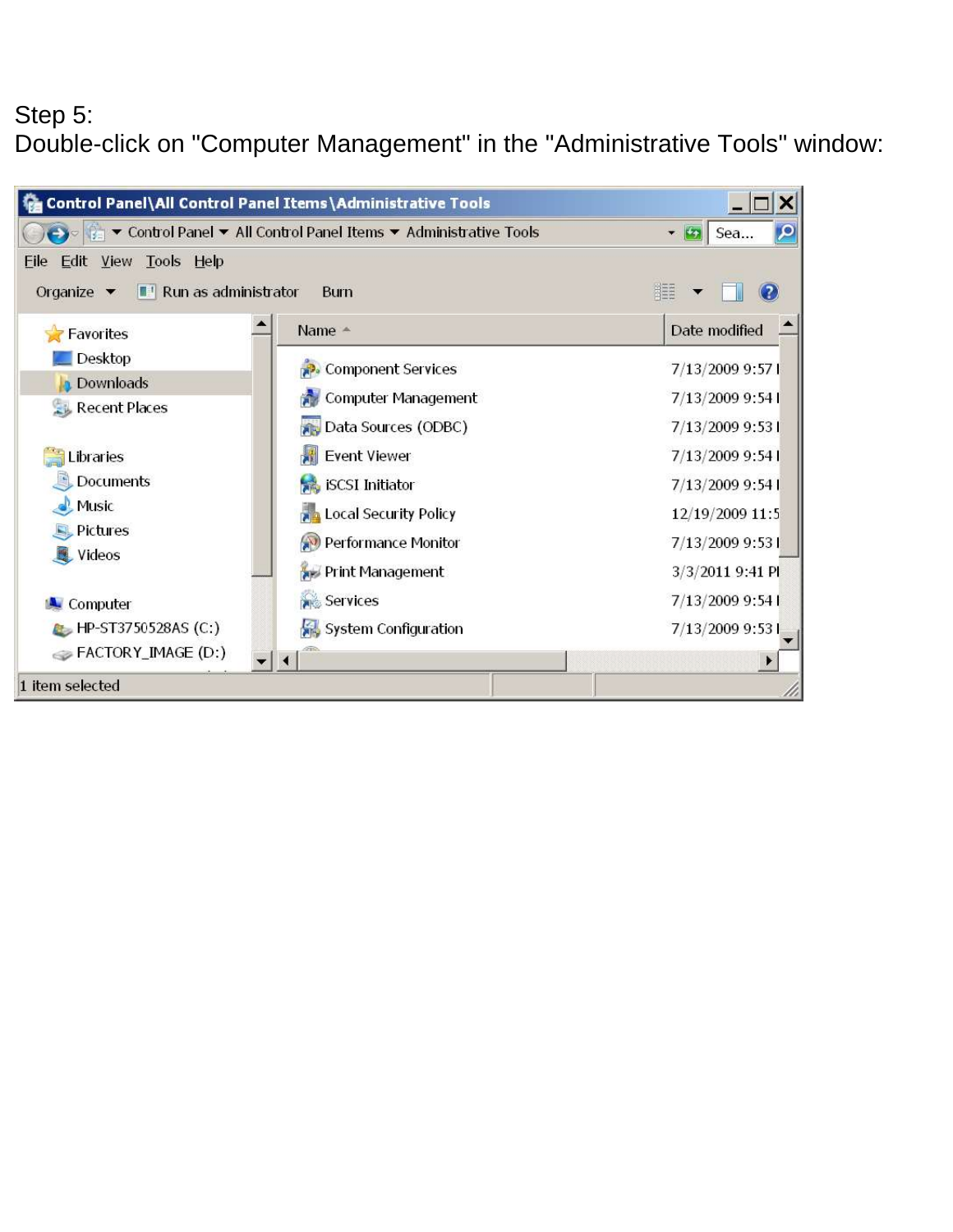Step 5:
Double-click on "Computer Management" in the "Administrative Tools" window: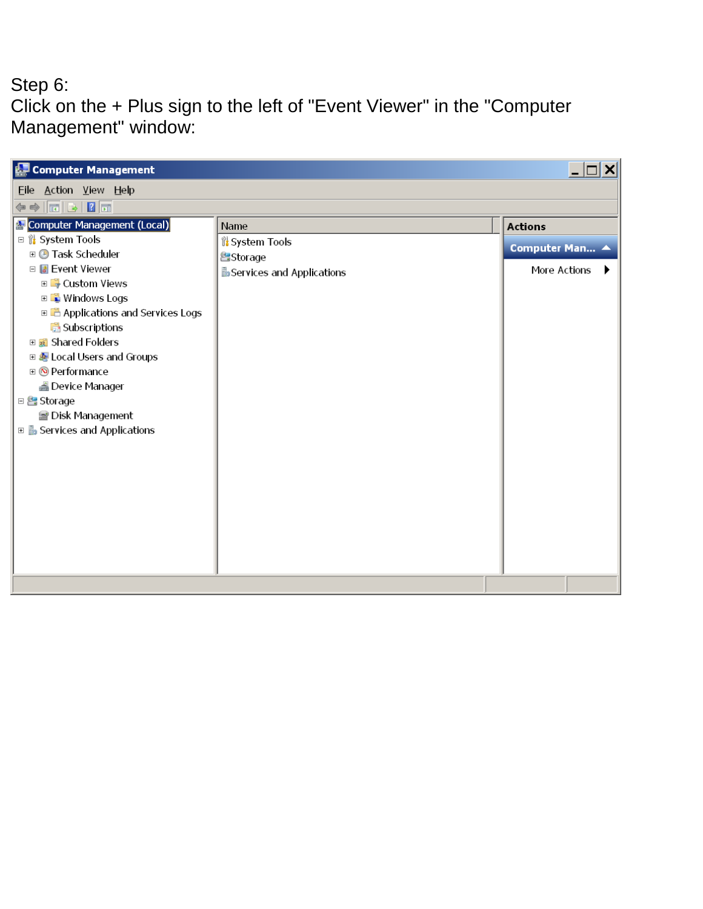Step 6:
Click on the + Plus sign to the left of "Event Viewer" in the "Computer Management" window: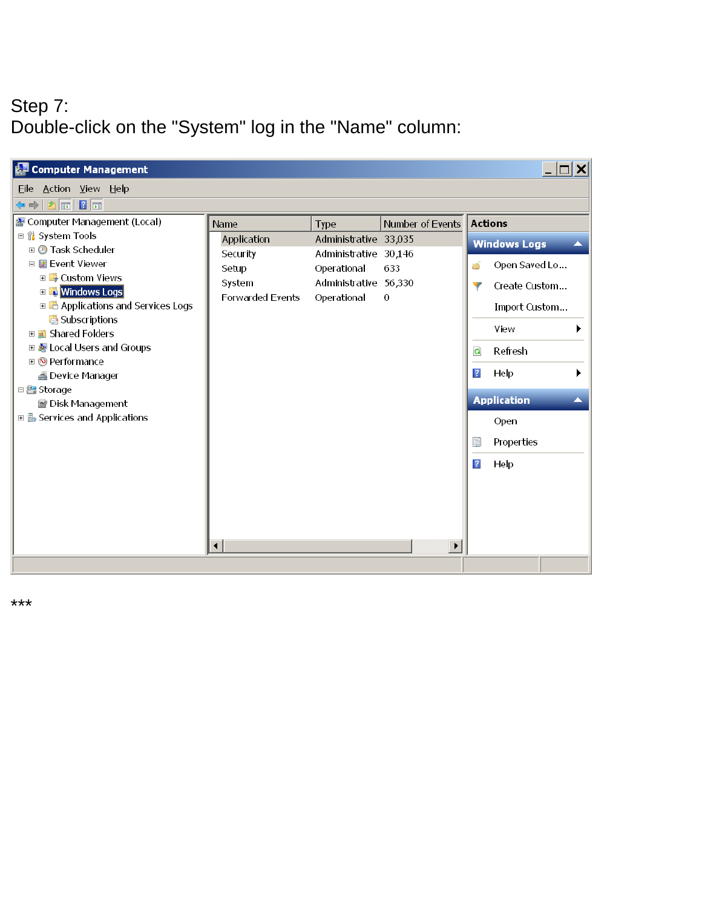Step 7:
Double-click on the "System" log in the "Name" column:

Computer Management

File Action View Help

- Computer Management (Local)
  - System Tools
    - Task Scheduler
    - Event Viewer
      - Custom Views
      - Windows Logs
      - Applications and Services Logs
      - Subscriptions
    - Shared Folders
    - Local Users and Groups
    - Performance
    - Device Manager
  - Storage
    - Disk Management
  - Services and Applications

| Name | Type | Number of Events |
|---|---|---|
| Application | Administrative | 33,035 |
| Security | Administrative | 30,146 |
| Setup | Operational | 633 |
| System | Administrative | 56,330 |
| Forwarded Events | Operational | 0 |

Actions

Windows Logs
- Open Saved Lo...
- Create Custom...
- Import Custom...
- View
- Refresh
- Help

Application
- Open
- Properties
- Help

***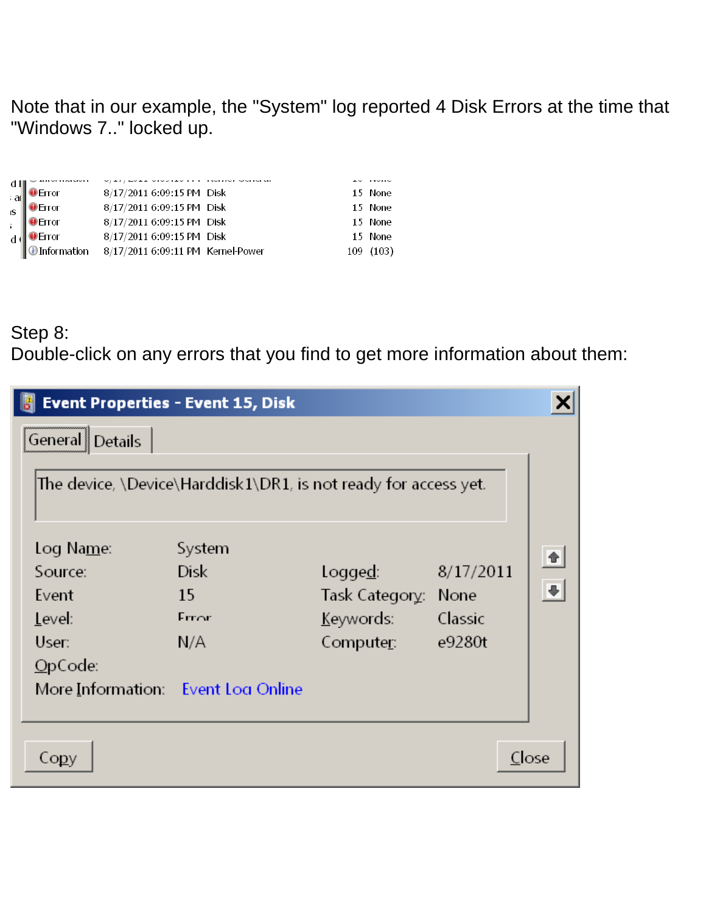Note that in our example, the "System" log reported 4 Disk Errors at the time that "Windows 7.." locked up.

| Level | Date and Time | Source | Event ID | Task Category |
|---|---|---|---|---|
| Error | 8/17/2011 6:09:15 PM | Disk | 15 | None |
| Error | 8/17/2011 6:09:15 PM | Disk | 15 | None |
| Error | 8/17/2011 6:09:15 PM | Disk | 15 | None |
| Error | 8/17/2011 6:09:15 PM | Disk | 15 | None |
| Information | 8/17/2011 6:09:11 PM | Kernel-Power | 109 | (103) |

Step 8:
Double-click on any errors that you find to get more information about them:

**Event Properties - Event 15, Disk**

General | Details

The device, \Device\Harddisk1\DR1, is not ready for access yet.

| | | | |
|---|---|---|---|
| Log Name: | System | | |
| Source: | Disk | Logged: | 8/17/2011 |
| Event | 15 | Task Category: | None |
| Level: | Error | Keywords: | Classic |
| User: | N/A | Computer: | e9280t |
| OpCode: | | | |
| More Information: | Event Log Online | | |

Copy | Close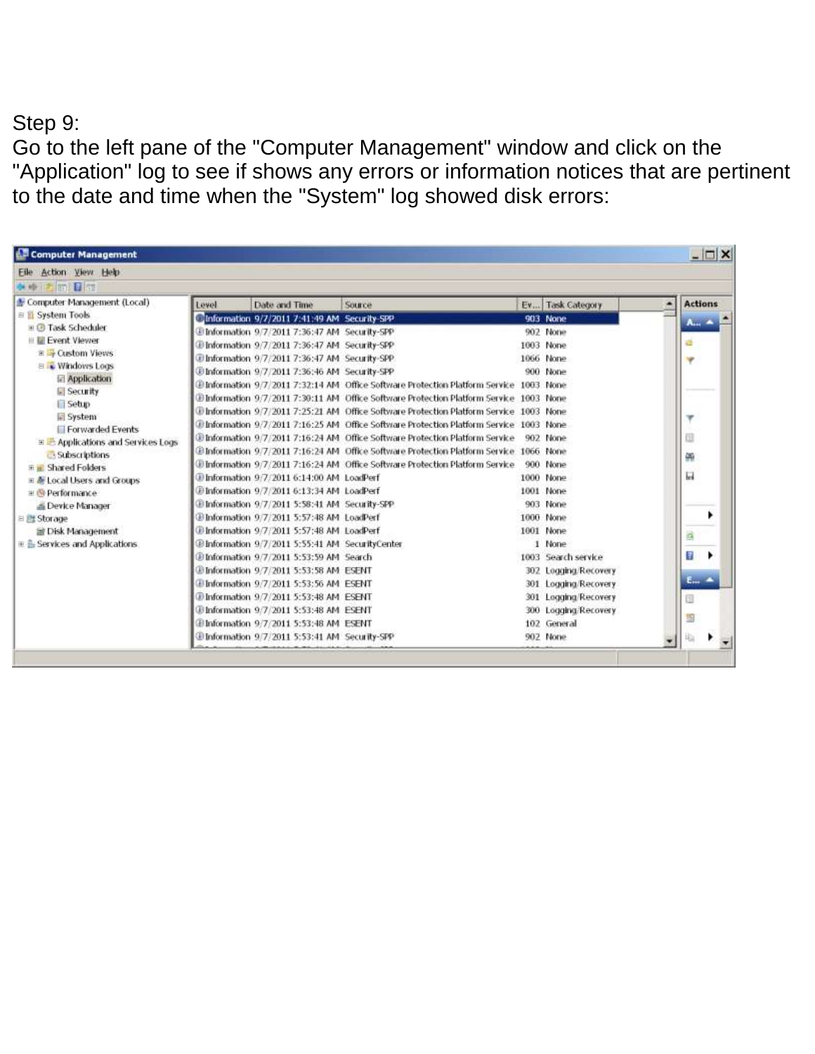Step 9:

Go to the left pane of the "Computer Management" window and click on the "Application" log to see if shows any errors or information notices that are pertinent to the date and time when the "System" log showed disk errors: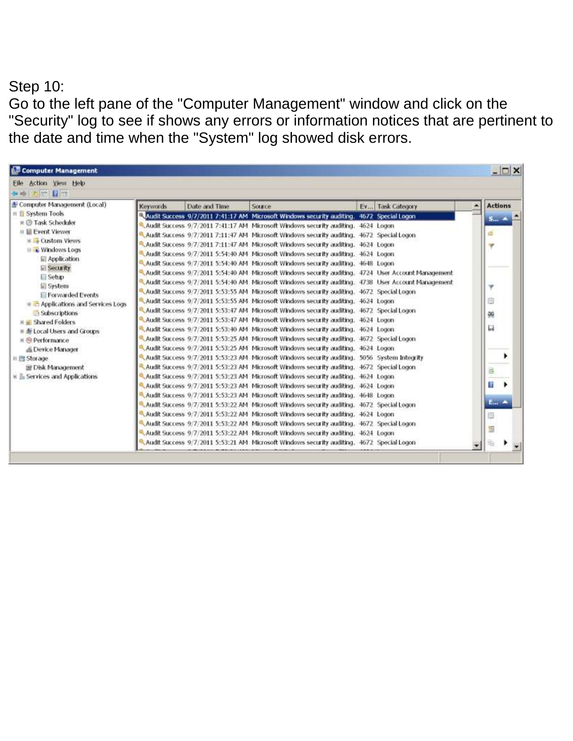Step 10:
Go to the left pane of the "Computer Management" window and click on the "Security" log to see if shows any errors or information notices that are pertinent to the date and time when the "System" log showed disk errors.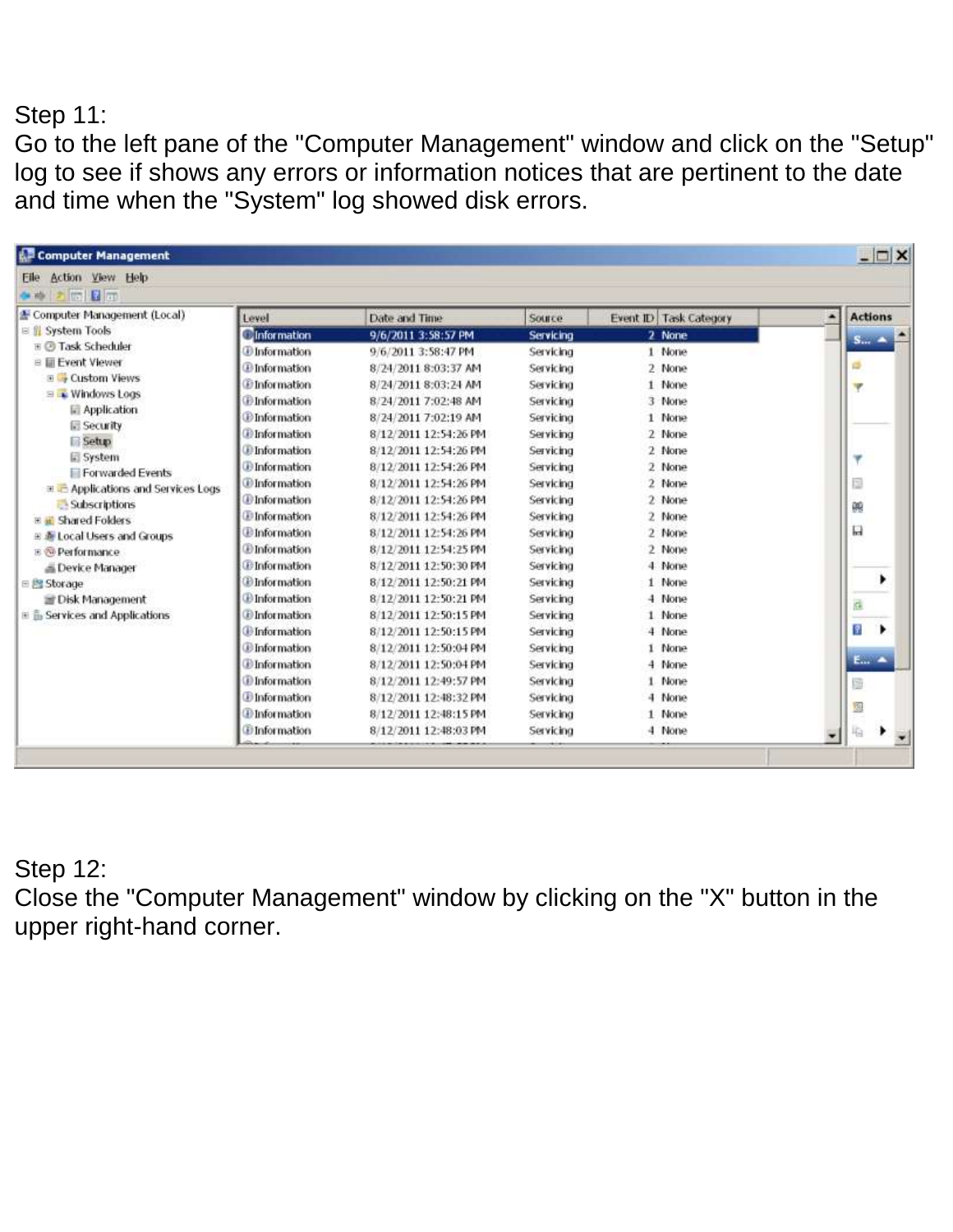Step 11:
Go to the left pane of the "Computer Management" window and click on the "Setup" log to see if shows any errors or information notices that are pertinent to the date and time when the "System" log showed disk errors.

Step 12:
Close the "Computer Management" window by clicking on the "X" button in the upper right-hand corner.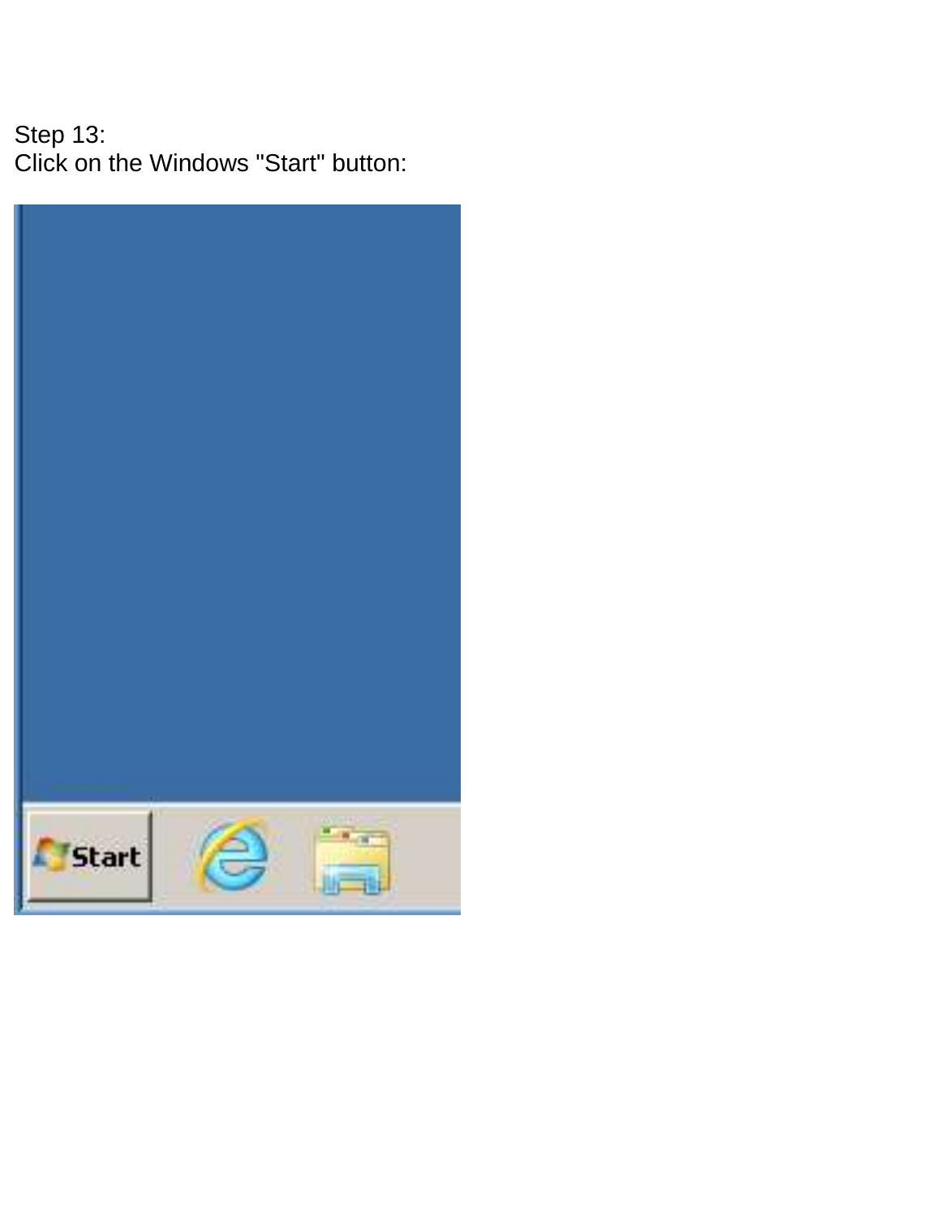Step 13:
Click on the Windows "Start" button: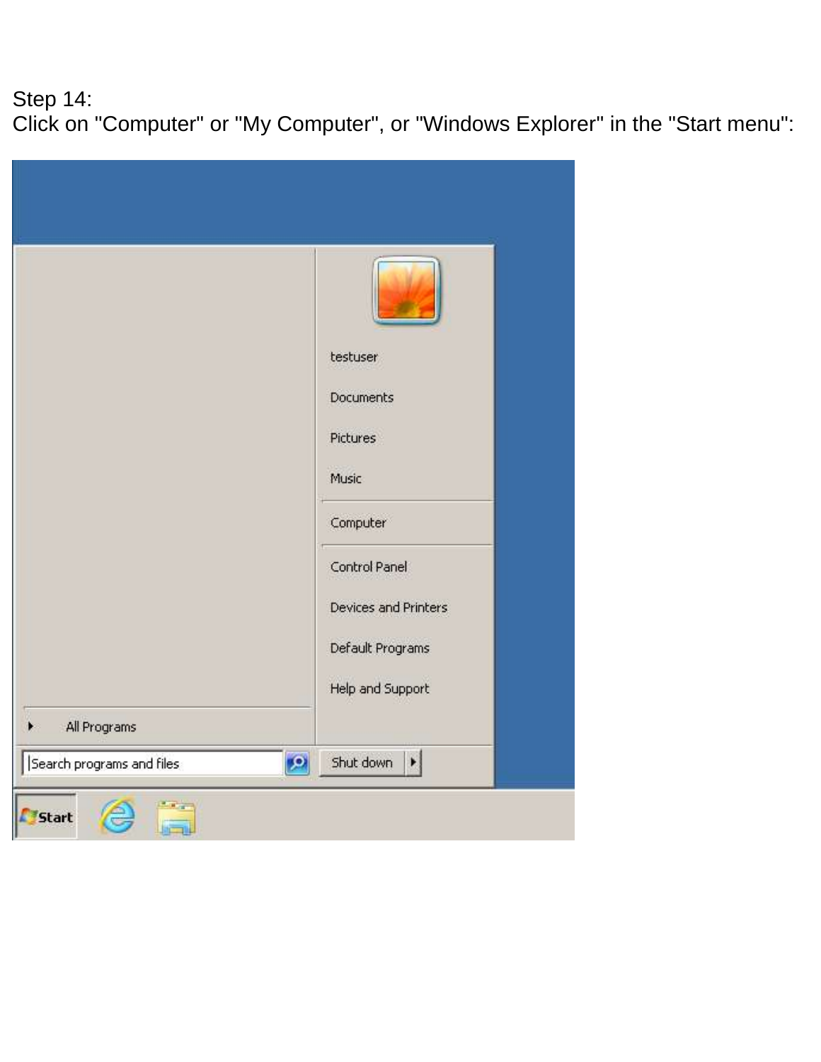Step 14:
Click on "Computer" or "My Computer", or "Windows Explorer" in the "Start menu":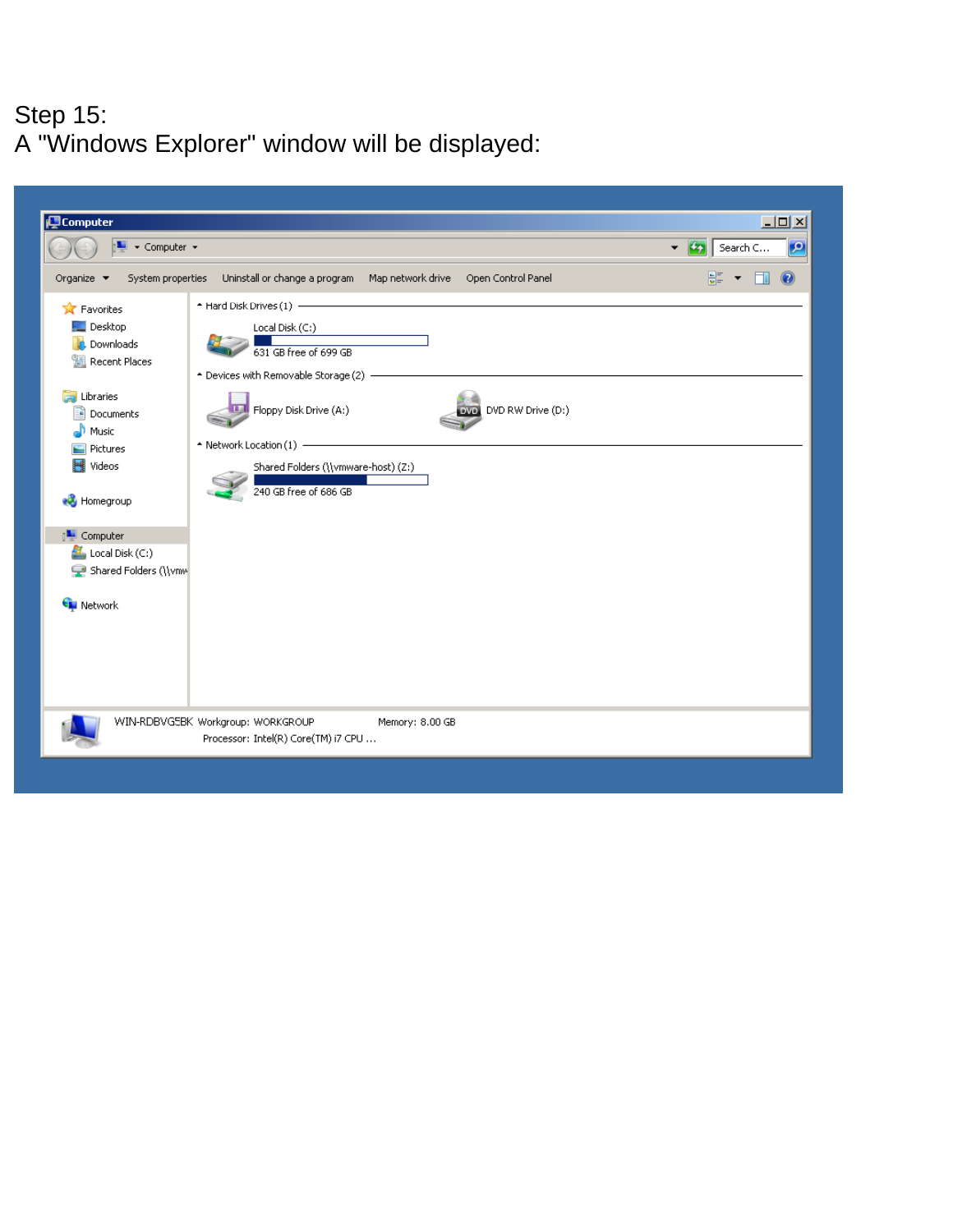Step 15:
A "Windows Explorer" window will be displayed: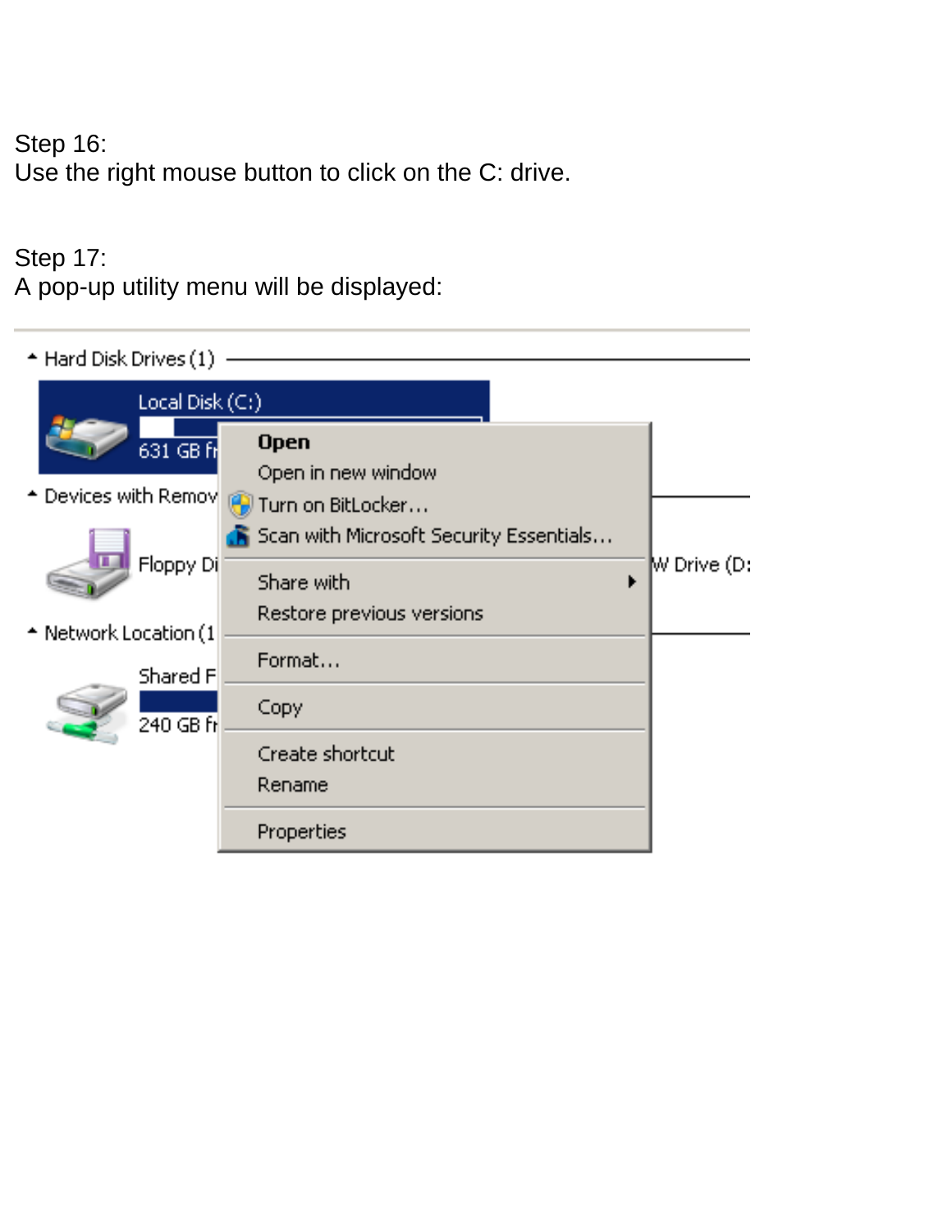Step 16:
Use the right mouse button to click on the C: drive.

Step 17:
A pop-up utility menu will be displayed: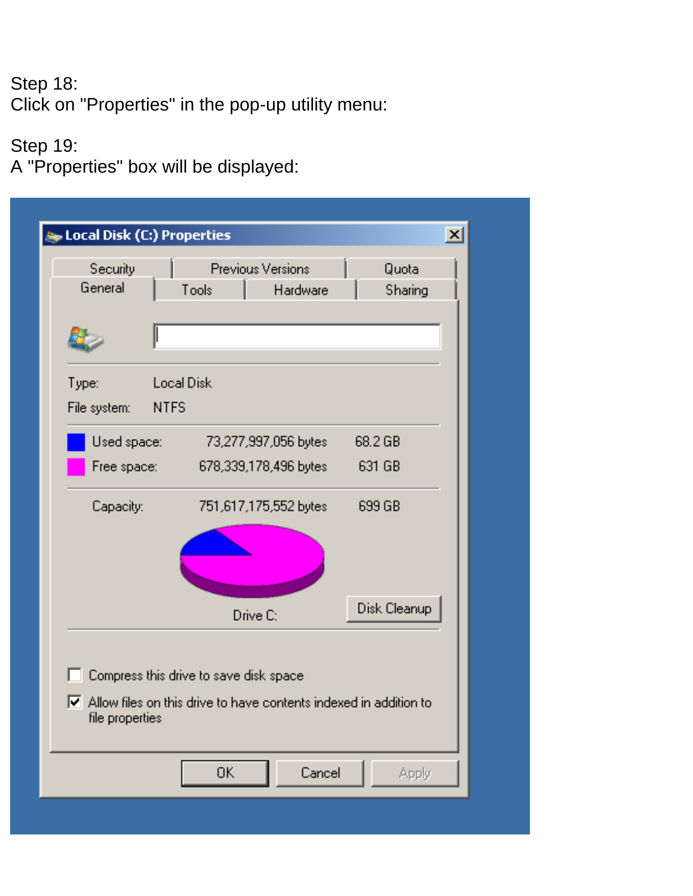Step 18:
Click on "Properties" in the pop-up utility menu:

Step 19:
A "Properties" box will be displayed: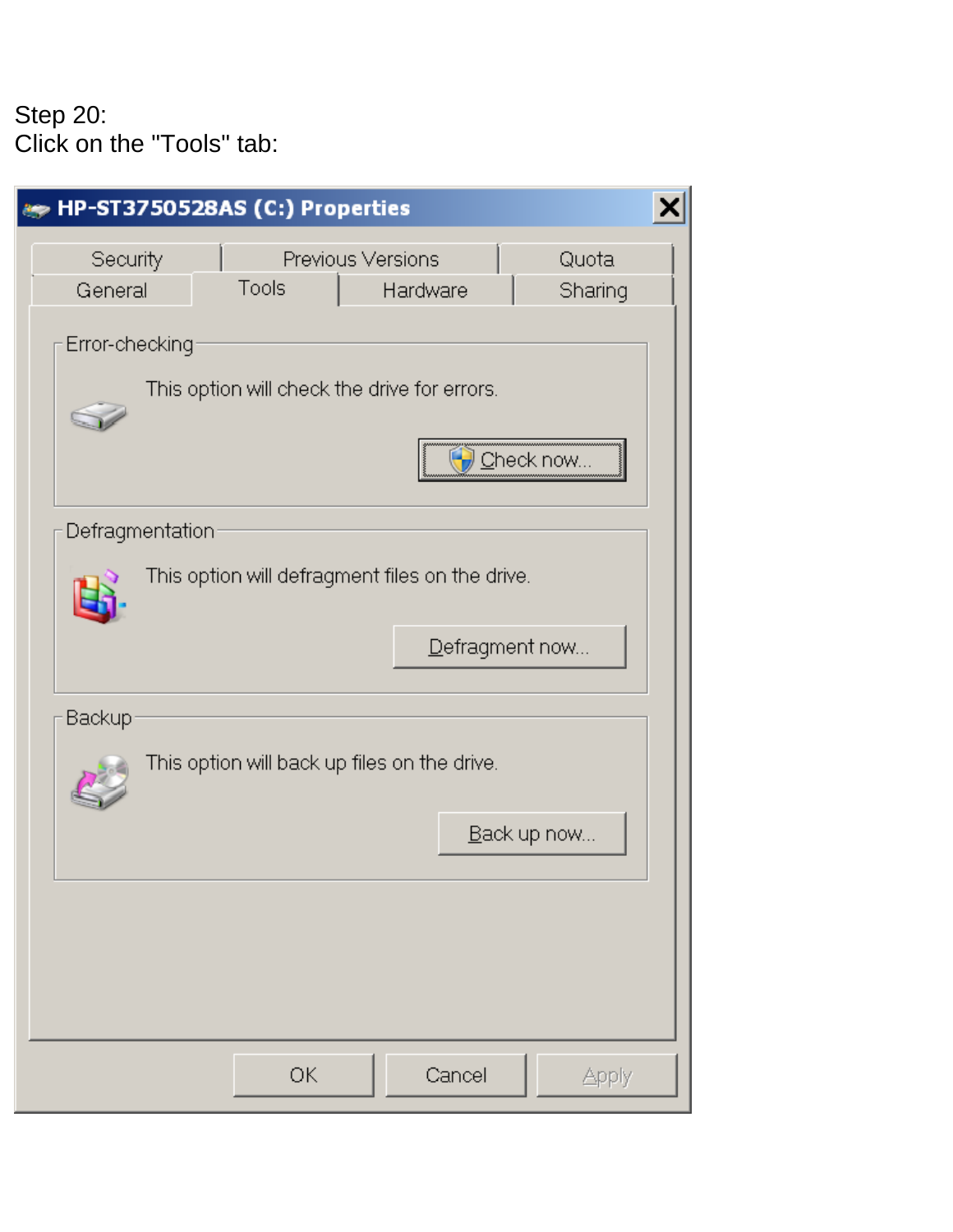Step 20:
Click on the "Tools" tab:

HP-ST3750528AS (C:) Properties

Security | Previous Versions | Quota
General | Tools | Hardware | Sharing

Error-checking

This option will check the drive for errors.

Check now...

Defragmentation

This option will defragment files on the drive.

Defragment now...

Backup

This option will back up files on the drive.

Back up now...

OK | Cancel | Apply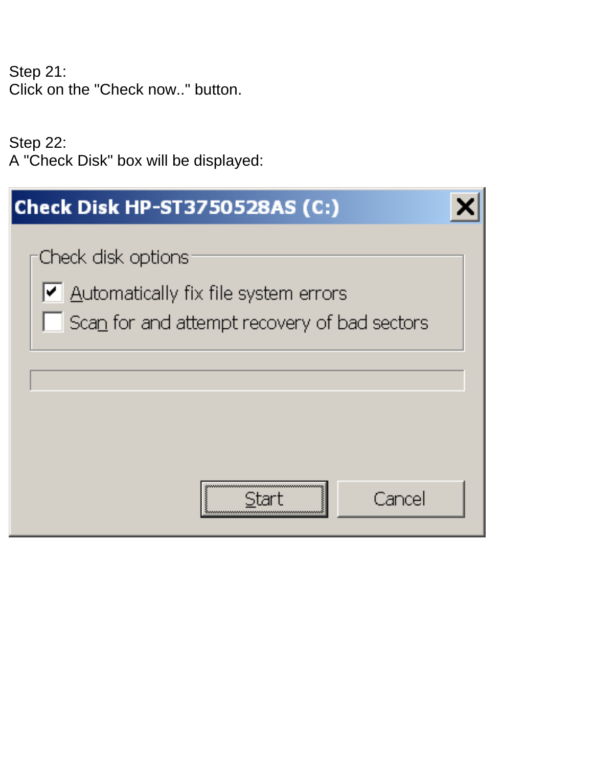Step 21:
Click on the "Check now.." button.

Step 22:
A "Check Disk" box will be displayed:

**Check Disk HP-ST3750528AS (C:)**

Check disk options

- [x] Automatically fix file system errors
- [ ] Scan for and attempt recovery of bad sectors

Start | Cancel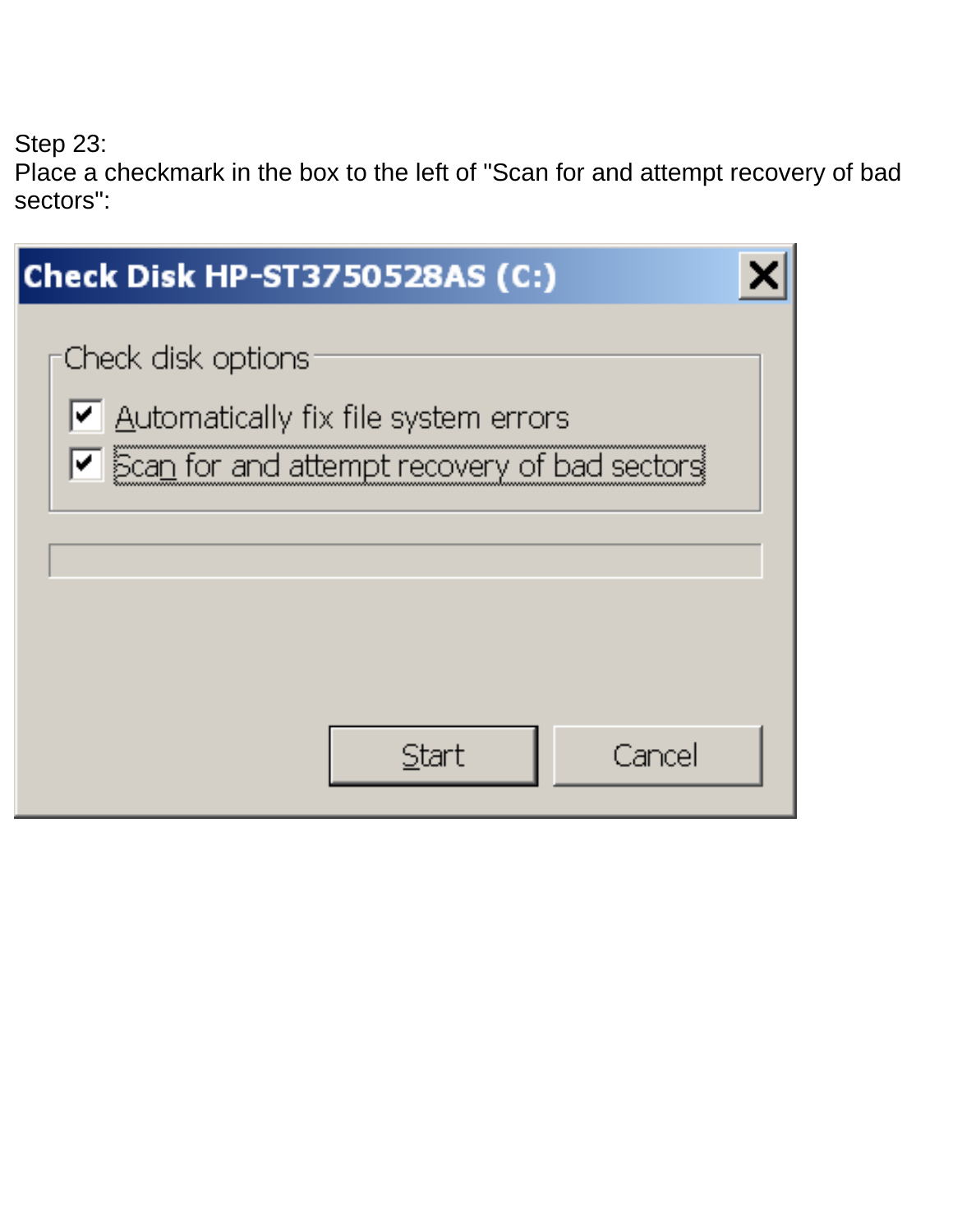Step 23:
Place a checkmark in the box to the left of "Scan for and attempt recovery of bad sectors":

Check Disk HP-ST3750528AS (C:)

Check disk options

- [x] Automatically fix file system errors
- [x] Scan for and attempt recovery of bad sectors

Start | Cancel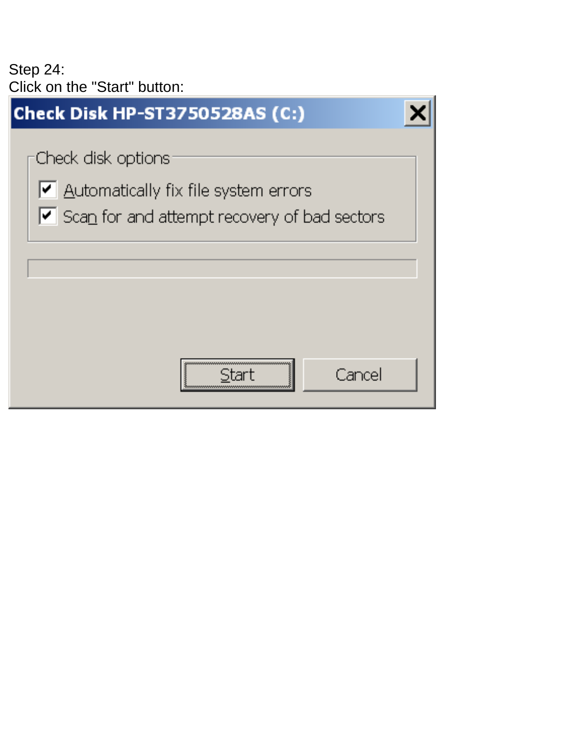Step 24:
Click on the "Start" button:

Check Disk HP-ST3750528AS (C:)

Check disk options

- [x] Automatically fix file system errors
- [x] Scan for and attempt recovery of bad sectors

Start Cancel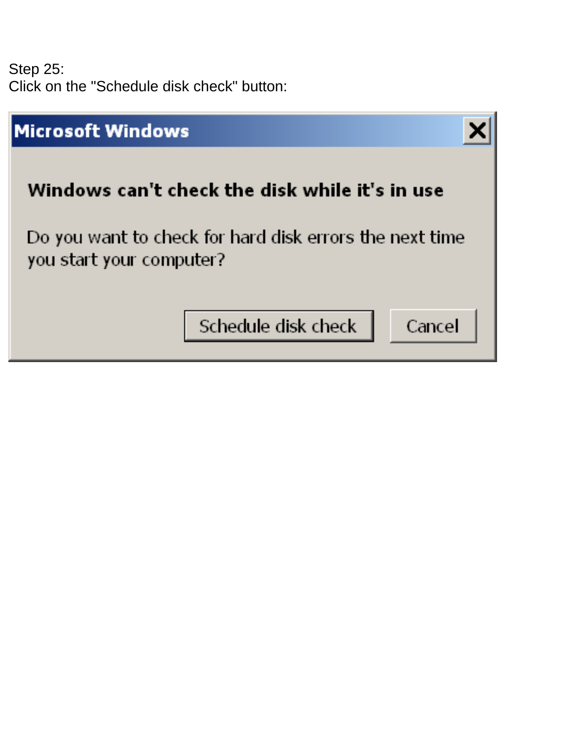Step 25:
Click on the "Schedule disk check" button:

**Microsoft Windows**

**Windows can't check the disk while it's in use**

Do you want to check for hard disk errors the next time you start your computer?

Schedule disk check | Cancel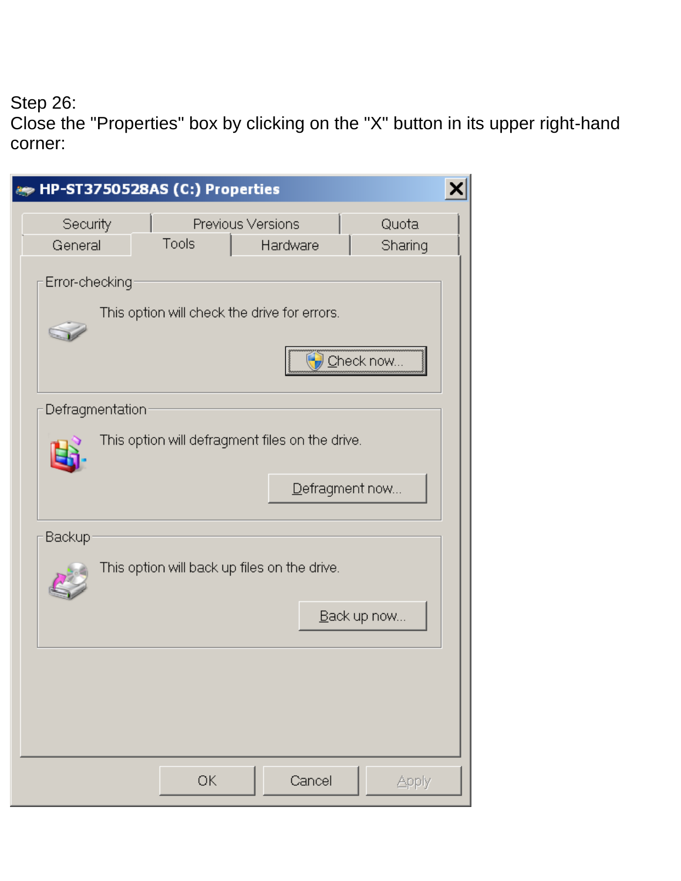Step 26:
Close the "Properties" box by clicking on the "X" button in its upper right-hand corner:

HP-ST3750528AS (C:) Properties

Security | Previous Versions | Quota
General | Tools | Hardware | Sharing

Error-checking

This option will check the drive for errors.

Check now...

Defragmentation

This option will defragment files on the drive.

Defragment now...

Backup

This option will back up files on the drive.

Back up now...

OK | Cancel | Apply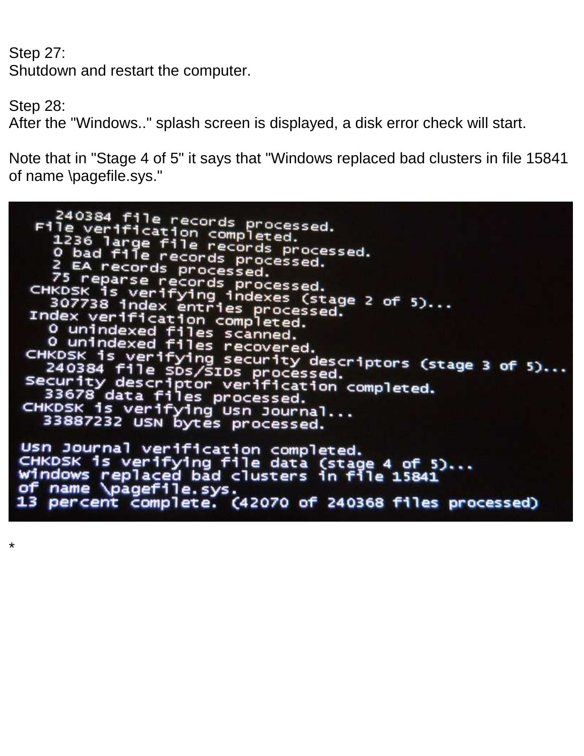Step 27:
Shutdown and restart the computer.

Step 28:
After the "Windows.." splash screen is displayed, a disk error check will start.

Note that in "Stage 4 of 5" it says that "Windows replaced bad clusters in file 15841 of name \pagefile.sys."

```
    240384 file records processed.
  File verification completed.
    1236 large file records processed.
    0 bad file records processed.
    2 EA records processed.
    75 reparse records processed.
  CHKDSK is verifying indexes (stage 2 of 5)...
    307738 index entries processed.
  Index verification completed.
    0 unindexed files scanned.
    0 unindexed files recovered.
  CHKDSK is verifying security descriptors (stage 3 of 5)...
    240384 file SDs/SIDs processed.
  Security descriptor verification completed.
    33678 data files processed.
  CHKDSK is verifying Usn Journal...
    33887232 USN bytes processed.

  Usn Journal verification completed.
  CHKDSK is verifying file data (stage 4 of 5)...
  Windows replaced bad clusters in file 15841
  of name \pagefile.sys.
  13 percent complete. (42070 of 240368 files processed)
```

*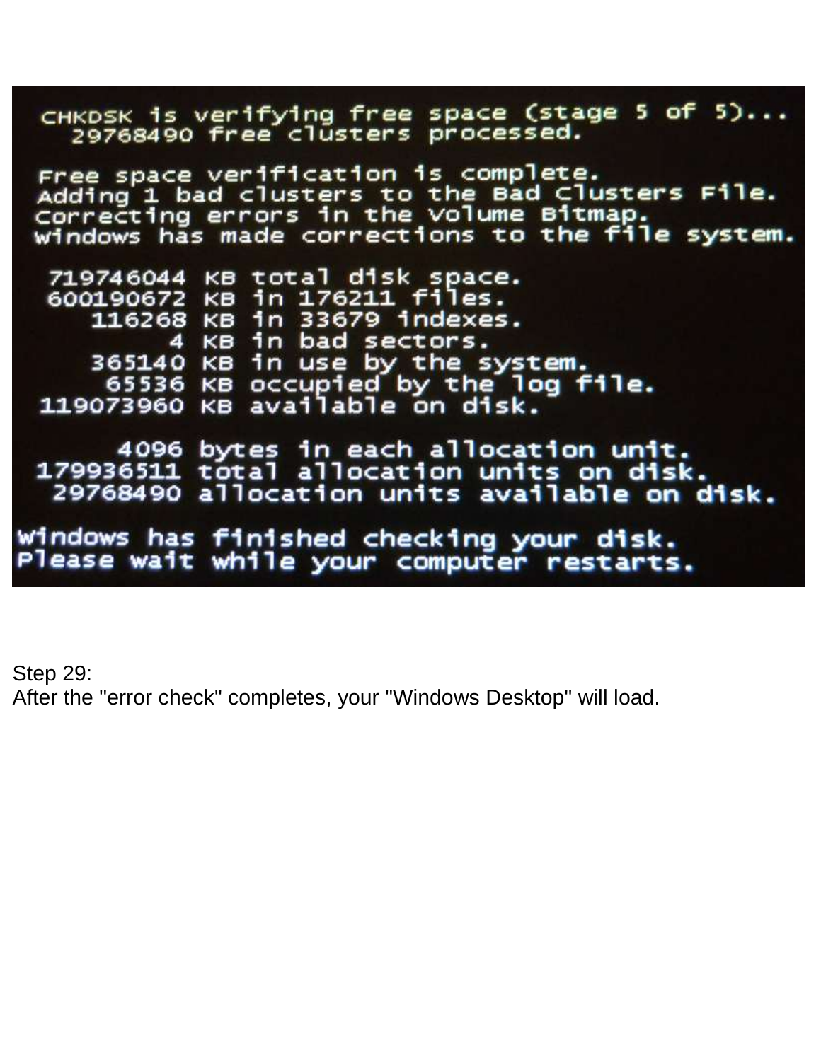```
CHKDSK is verifying free space (stage 5 of 5)...
  29768490 free clusters processed.

Free space verification is complete.
Adding 1 bad clusters to the Bad Clusters File.
Correcting errors in the Volume Bitmap.
Windows has made corrections to the file system.

 719746044 KB total disk space.
 600190672 KB in 176211 files.
    116268 KB in 33679 indexes.
         4 KB in bad sectors.
    365140 KB in use by the system.
     65536 KB occupied by the log file.
 119073960 KB available on disk.

      4096 bytes in each allocation unit.
 179936511 total allocation units on disk.
  29768490 allocation units available on disk.

Windows has finished checking your disk.
Please wait while your computer restarts.
```

Step 29:
After the "error check" completes, your "Windows Desktop" will load.